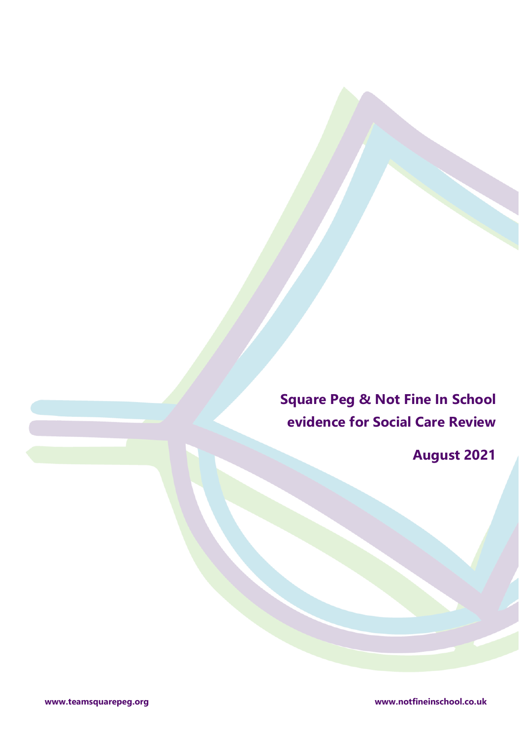# Square Peg & Not Fine In School evidence for Social Care Review

## August 2021

www.teamsquarepeg.org

www.notfineinschool.co.uk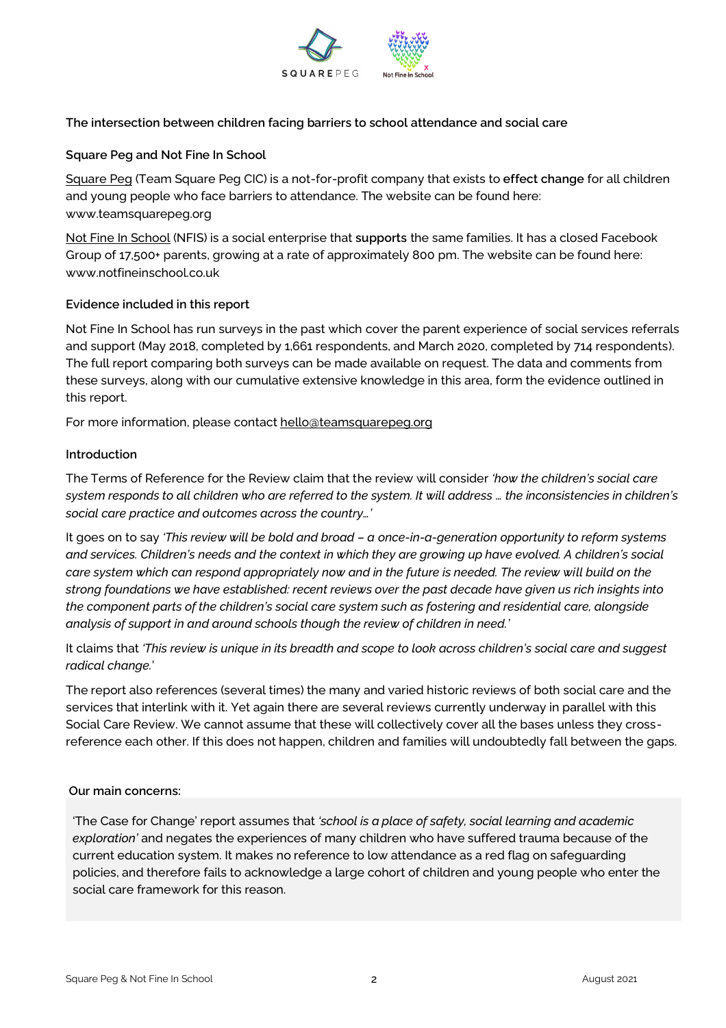**The intersection between children facing barriers to school attendance and social care**

**Square Peg and Not Fine In School**

Square Peg (Team Square Peg CIC) is a not-for-profit company that exists to **effect change** for all children and young people who face barriers to attendance. The website can be found here: www.teamsquarepeg.org

Not Fine In School (NFIS) is a social enterprise that **supports** the same families. It has a closed Facebook Group of 17,500+ parents, growing at a rate of approximately 800 pm. The website can be found here: www.notfineinschool.co.uk

**Evidence included in this report**

Not Fine In School has run surveys in the past which cover the parent experience of social services referrals and support (May 2018, completed by 1,661 respondents, and March 2020, completed by 714 respondents). The full report comparing both surveys can be made available on request. The data and comments from these surveys, along with our cumulative extensive knowledge in this area, form the evidence outlined in this report.

For more information, please contact hello@teamsquarepeg.org

**Introduction**

The Terms of Reference for the Review claim that the review will consider *'how the children's social care system responds to all children who are referred to the system. It will address … the inconsistencies in children's social care practice and outcomes across the country…'*

It goes on to say *'This review will be bold and broad – a once-in-a-generation opportunity to reform systems and services. Children's needs and the context in which they are growing up have evolved. A children's social care system which can respond appropriately now and in the future is needed. The review will build on the strong foundations we have established: recent reviews over the past decade have given us rich insights into the component parts of the children's social care system such as fostering and residential care, alongside analysis of support in and around schools though the review of children in need.'*

It claims that *'This review is unique in its breadth and scope to look across children's social care and suggest radical change.'*

The report also references (several times) the many and varied historic reviews of both social care and the services that interlink with it. Yet again there are several reviews currently underway in parallel with this Social Care Review. We cannot assume that these will collectively cover all the bases unless they cross-reference each other. If this does not happen, children and families will undoubtedly fall between the gaps.

**Our main concerns:**

'The Case for Change' report assumes that *'school is a place of safety, social learning and academic exploration'* and negates the experiences of many children who have suffered trauma because of the current education system. It makes no reference to low attendance as a red flag on safeguarding policies, and therefore fails to acknowledge a large cohort of children and young people who enter the social care framework for this reason.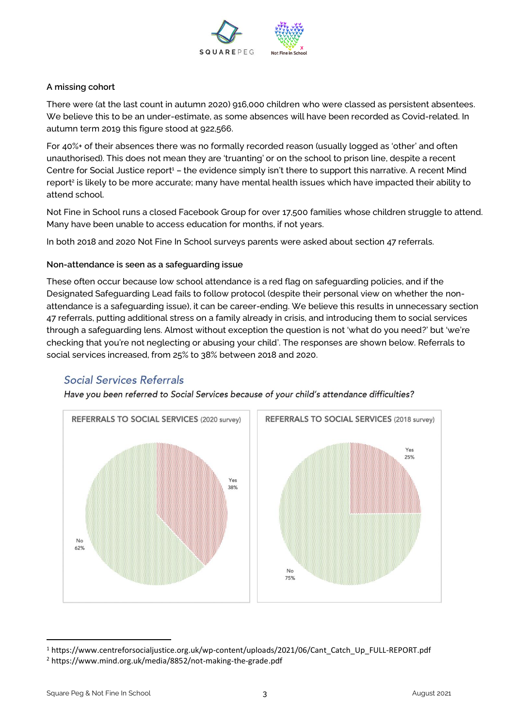**A missing cohort**

There were (at the last count in autumn 2020) 916,000 children who were classed as persistent absentees. We believe this to be an under-estimate, as some absences will have been recorded as Covid-related. In autumn term 2019 this figure stood at 922,566.

For 40%+ of their absences there was no formally recorded reason (usually logged as 'other' and often unauthorised). This does not mean they are 'truanting' or on the school to prison line, despite a recent Centre for Social Justice report[1] – the evidence simply isn't there to support this narrative. A recent Mind report[2] is likely to be more accurate; many have mental health issues which have impacted their ability to attend school.

Not Fine in School runs a closed Facebook Group for over 17,500 families whose children struggle to attend. Many have been unable to access education for months, if not years.

In both 2018 and 2020 Not Fine In School surveys parents were asked about section 47 referrals.

**Non-attendance is seen as a safeguarding issue**

These often occur because low school attendance is a red flag on safeguarding policies, and if the Designated Safeguarding Lead fails to follow protocol (despite their personal view on whether the non-attendance is a safeguarding issue), it can be career-ending. We believe this results in unnecessary section 47 referrals, putting additional stress on a family already in crisis, and introducing them to social services through a safeguarding lens. Almost without exception the question is not 'what do you need?' but 'we're checking that you're not neglecting or abusing your child'. The responses are shown below. Referrals to social services increased, from 25% to 38% between 2018 and 2020.

## Social Services Referrals

*Have you been referred to Social Services because of your child's attendance difficulties?*

**REFERRALS TO SOCIAL SERVICES** (2020 survey)

- Yes 38%
- No 62%

**REFERRALS TO SOCIAL SERVICES** (2018 survey)

- Yes 25%
- No 75%

---

[1] https://www.centreforsocialjustice.org.uk/wp-content/uploads/2021/06/Cant_Catch_Up_FULL-REPORT.pdf

[2] https://www.mind.org.uk/media/8852/not-making-the-grade.pdf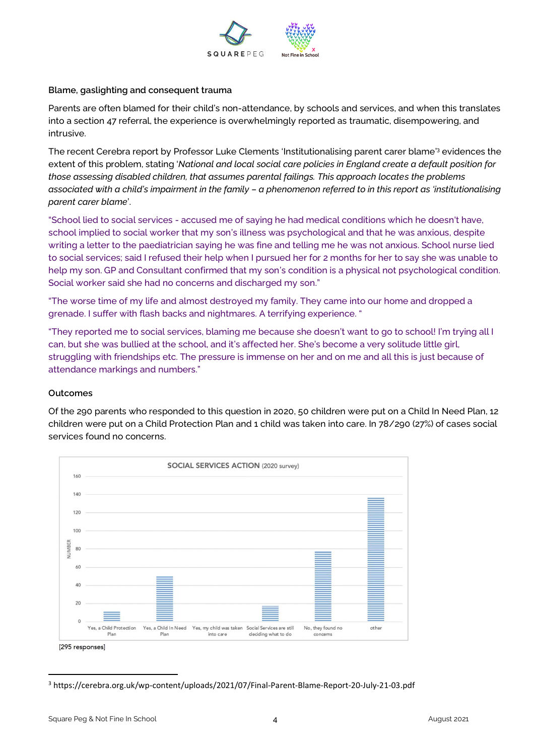### Blame, gaslighting and consequent trauma

Parents are often blamed for their child's non-attendance, by schools and services, and when this translates into a section 47 referral, the experience is overwhelmingly reported as traumatic, disempowering, and intrusive.

The recent Cerebra report by Professor Luke Clements 'Institutionalising parent carer blame'[3] evidences the extent of this problem, stating '*National and local social care policies in England create a default position for those assessing disabled children, that assumes parental failings. This approach locates the problems associated with a child's impairment in the family – a phenomenon referred to in this report as 'institutionalising parent carer blame*'.

"School lied to social services - accused me of saying he had medical conditions which he doesn't have, school implied to social worker that my son's illness was psychological and that he was anxious, despite writing a letter to the paediatrician saying he was fine and telling me he was not anxious. School nurse lied to social services; said I refused their help when I pursued her for 2 months for her to say she was unable to help my son. GP and Consultant confirmed that my son's condition is a physical not psychological condition. Social worker said she had no concerns and discharged my son."

"The worse time of my life and almost destroyed my family. They came into our home and dropped a grenade. I suffer with flash backs and nightmares. A terrifying experience. "

"They reported me to social services, blaming me because she doesn't want to go to school! I'm trying all I can, but she was bullied at the school, and it's affected her. She's become a very solitude little girl, struggling with friendships etc. The pressure is immense on her and on me and all this is just because of attendance markings and numbers."

### Outcomes

Of the 290 parents who responded to this question in 2020, 50 children were put on a Child In Need Plan, 12 children were put on a Child Protection Plan and 1 child was taken into care. In 78/290 (27%) of cases social services found no concerns.

**SOCIAL SERVICES ACTION** (2020 survey)

| Response | Number |
|---|---|
| Yes, a Child Protection Plan | 12 |
| Yes, a Child In Need Plan | 50 |
| Yes, my child was taken into care | 1 |
| Social Services are still deciding what to do | 18 |
| No, they found no concerns | 78 |
| other | 137 |

[295 responses]

---

[3] https://cerebra.org.uk/wp-content/uploads/2021/07/Final-Parent-Blame-Report-20-July-21-03.pdf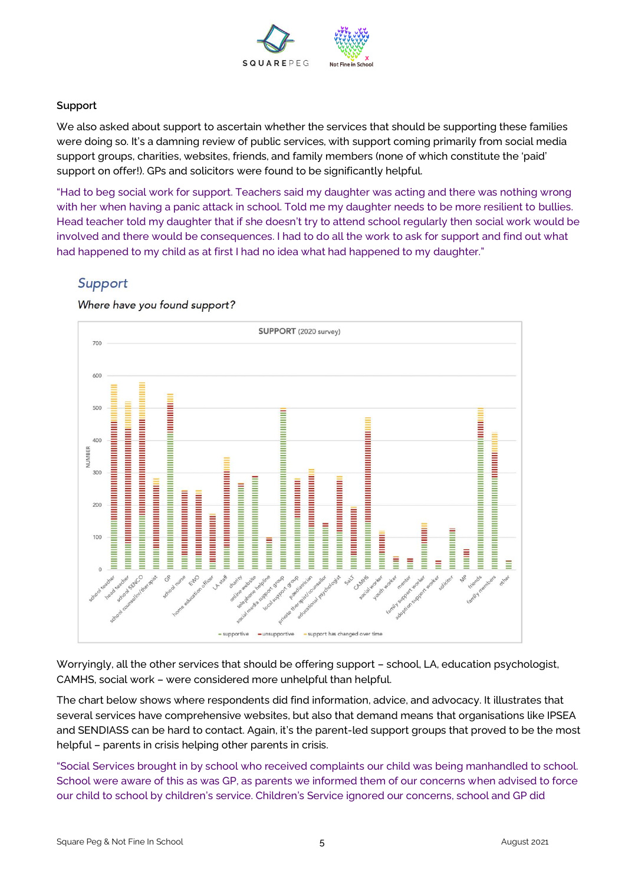**Support**

We also asked about support to ascertain whether the services that should be supporting these families were doing so. It's a damning review of public services, with support coming primarily from social media support groups, charities, websites, friends, and family members (none of which constitute the 'paid' support on offer!). GPs and solicitors were found to be significantly helpful.

"Had to beg social work for support. Teachers said my daughter was acting and there was nothing wrong with her when having a panic attack in school. Told me my daughter needs to be more resilient to bullies. Head teacher told my daughter that if she doesn't try to attend school regularly then social work would be involved and there would be consequences. I had to do all the work to ask for support and find out what had happened to my child as at first I had no idea what had happened to my daughter."

## *Support*

*Where have you found support?*

SUPPORT (2020 survey)

Worryingly, all the other services that should be offering support – school, LA, education psychologist, CAMHS, social work – were considered more unhelpful than helpful.

The chart below shows where respondents did find information, advice, and advocacy. It illustrates that several services have comprehensive websites, but also that demand means that organisations like IPSEA and SENDIASS can be hard to contact. Again, it's the parent-led support groups that proved to be the most helpful – parents in crisis helping other parents in crisis.

"Social Services brought in by school who received complaints our child was being manhandled to school. School were aware of this as was GP, as parents we informed them of our concerns when advised to force our child to school by children's service. Children's Service ignored our concerns, school and GP did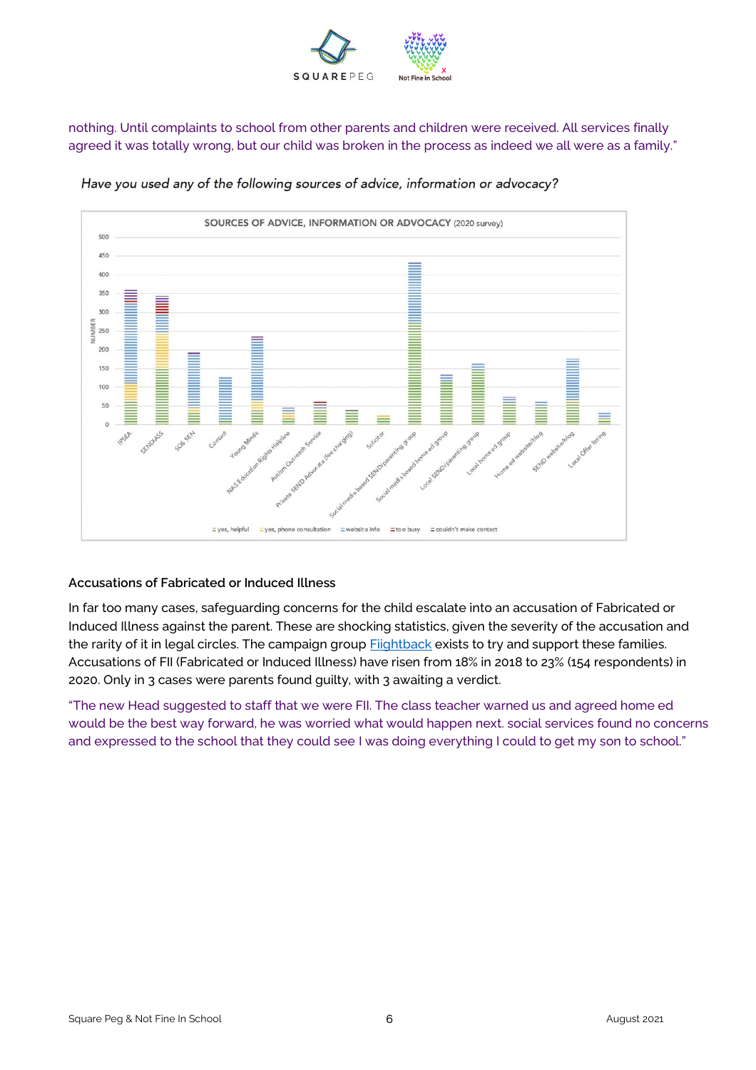nothing. Until complaints to school from other parents and children were received. All services finally agreed it was totally wrong, but our child was broken in the process as indeed we all were as a family."

*Have you used any of the following sources of advice, information or advocacy?*

SOURCES OF ADVICE, INFORMATION OR ADVOCACY (2020 survey)

### Accusations of Fabricated or Induced Illness

In far too many cases, safeguarding concerns for the child escalate into an accusation of Fabricated or Induced Illness against the parent. These are shocking statistics, given the severity of the accusation and the rarity of it in legal circles. The campaign group [Fiightback](Fiightback) exists to try and support these families. Accusations of FII (Fabricated or Induced Illness) have risen from 18% in 2018 to 23% (154 respondents) in 2020. Only in 3 cases were parents found guilty, with 3 awaiting a verdict.

"The new Head suggested to staff that we were FII. The class teacher warned us and agreed home ed would be the best way forward, he was worried what would happen next. social services found no concerns and expressed to the school that they could see I was doing everything I could to get my son to school."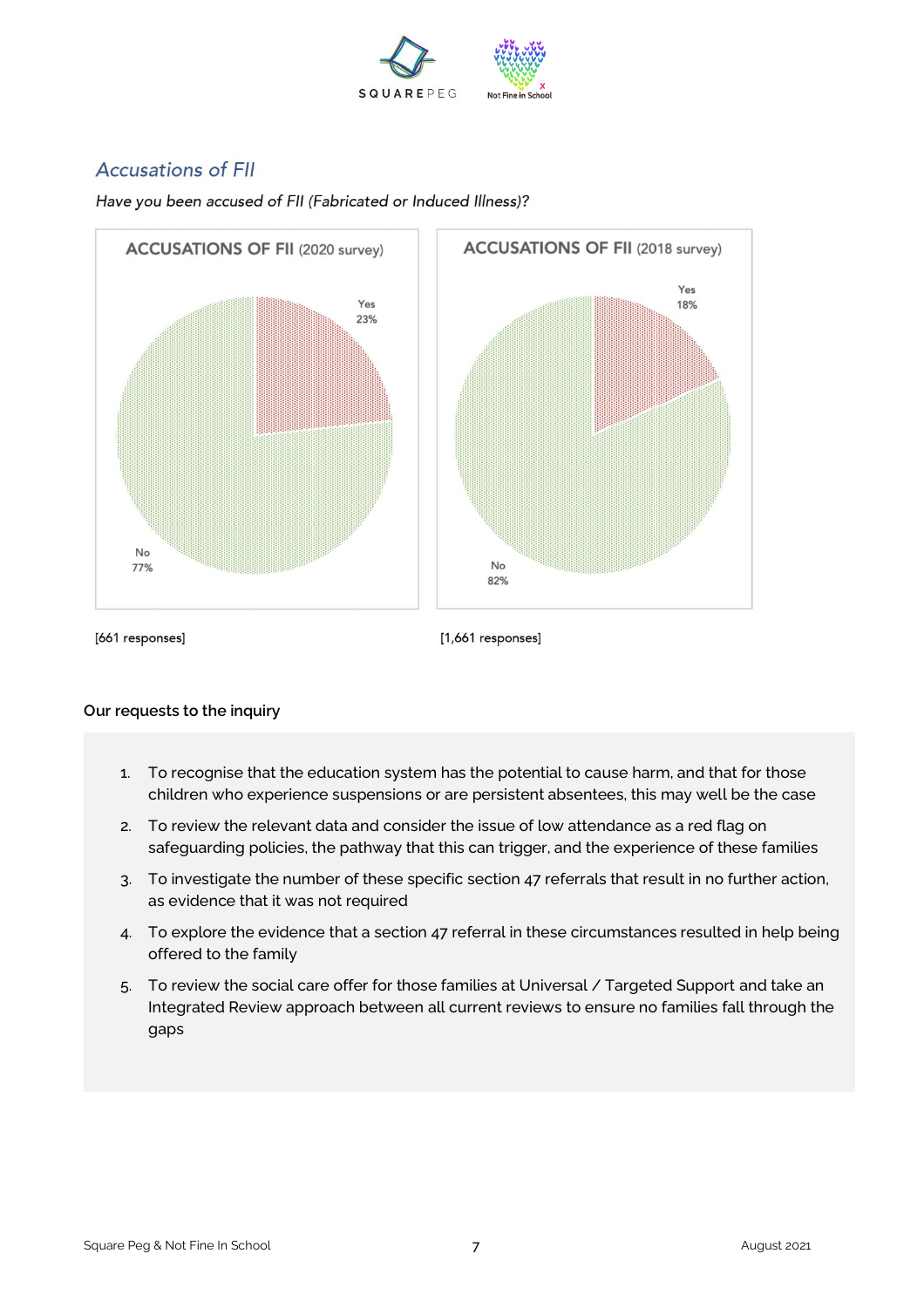## *Accusations of FII*

*Have you been accused of FII (Fabricated or Induced Illness)?*

ACCUSATIONS OF FII (2020 survey)

Yes
23%

No
77%

[661 responses]

ACCUSATIONS OF FII (2018 survey)

Yes
18%

No
82%

[1,661 responses]

### Our requests to the inquiry

1. To recognise that the education system has the potential to cause harm, and that for those children who experience suspensions or are persistent absentees, this may well be the case
2. To review the relevant data and consider the issue of low attendance as a red flag on safeguarding policies, the pathway that this can trigger, and the experience of these families
3. To investigate the number of these specific section 47 referrals that result in no further action, as evidence that it was not required
4. To explore the evidence that a section 47 referral in these circumstances resulted in help being offered to the family
5. To review the social care offer for those families at Universal / Targeted Support and take an Integrated Review approach between all current reviews to ensure no families fall through the gaps